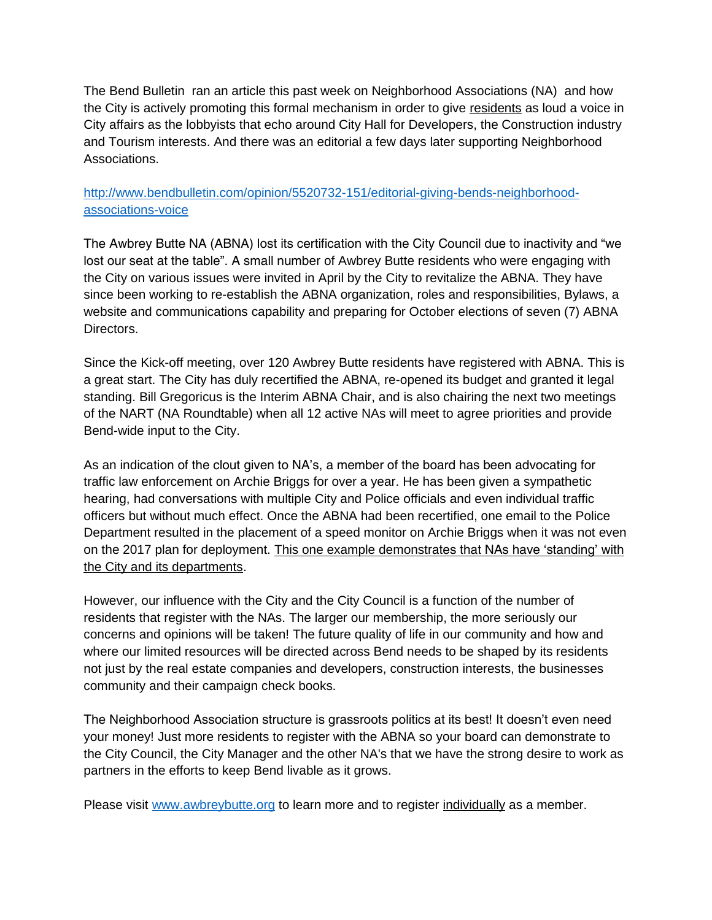The Bend Bulletin ran an article this past week on Neighborhood Associations (NA) and how the City is actively promoting this formal mechanism in order to give <u>residents</u> as loud a voice in City affairs as the lobbyists that echo around City Hall for Developers, the Construction industry and Tourism interests. And there was an editorial a few days later supporting Neighborhood Associations.

[http://www.bendbulletin.com/opinion/5520732-151/editorial-giving-bends-neighborhood-associations-voice](http://www.bendbulletin.com/opinion/5520732-151/editorial-giving-bends-neighborhood-associations-voice)

The Awbrey Butte NA (ABNA) lost its certification with the City Council due to inactivity and "we lost our seat at the table". A small number of Awbrey Butte residents who were engaging with the City on various issues were invited in April by the City to revitalize the ABNA. They have since been working to re-establish the ABNA organization, roles and responsibilities, Bylaws, a website and communications capability and preparing for October elections of seven (7) ABNA Directors.

Since the Kick-off meeting, over 120 Awbrey Butte residents have registered with ABNA. This is a great start. The City has duly recertified the ABNA, re-opened its budget and granted it legal standing. Bill Gregoricus is the Interim ABNA Chair, and is also chairing the next two meetings of the NART (NA Roundtable) when all 12 active NAs will meet to agree priorities and provide Bend-wide input to the City.

As an indication of the clout given to NA's, a member of the board has been advocating for traffic law enforcement on Archie Briggs for over a year. He has been given a sympathetic hearing, had conversations with multiple City and Police officials and even individual traffic officers but without much effect. Once the ABNA had been recertified, one email to the Police Department resulted in the placement of a speed monitor on Archie Briggs when it was not even on the 2017 plan for deployment. <u>This one example demonstrates that NAs have 'standing' with the City and its departments</u>.

However, our influence with the City and the City Council is a function of the number of residents that register with the NAs. The larger our membership, the more seriously our concerns and opinions will be taken! The future quality of life in our community and how and where our limited resources will be directed across Bend needs to be shaped by its residents not just by the real estate companies and developers, construction interests, the businesses community and their campaign check books.

The Neighborhood Association structure is grassroots politics at its best! It doesn't even need your money! Just more residents to register with the ABNA so your board can demonstrate to the City Council, the City Manager and the other NA's that we have the strong desire to work as partners in the efforts to keep Bend livable as it grows.

Please visit [www.awbreybutte.org](http://www.awbreybutte.org) to learn more and to register <u>individually</u> as a member.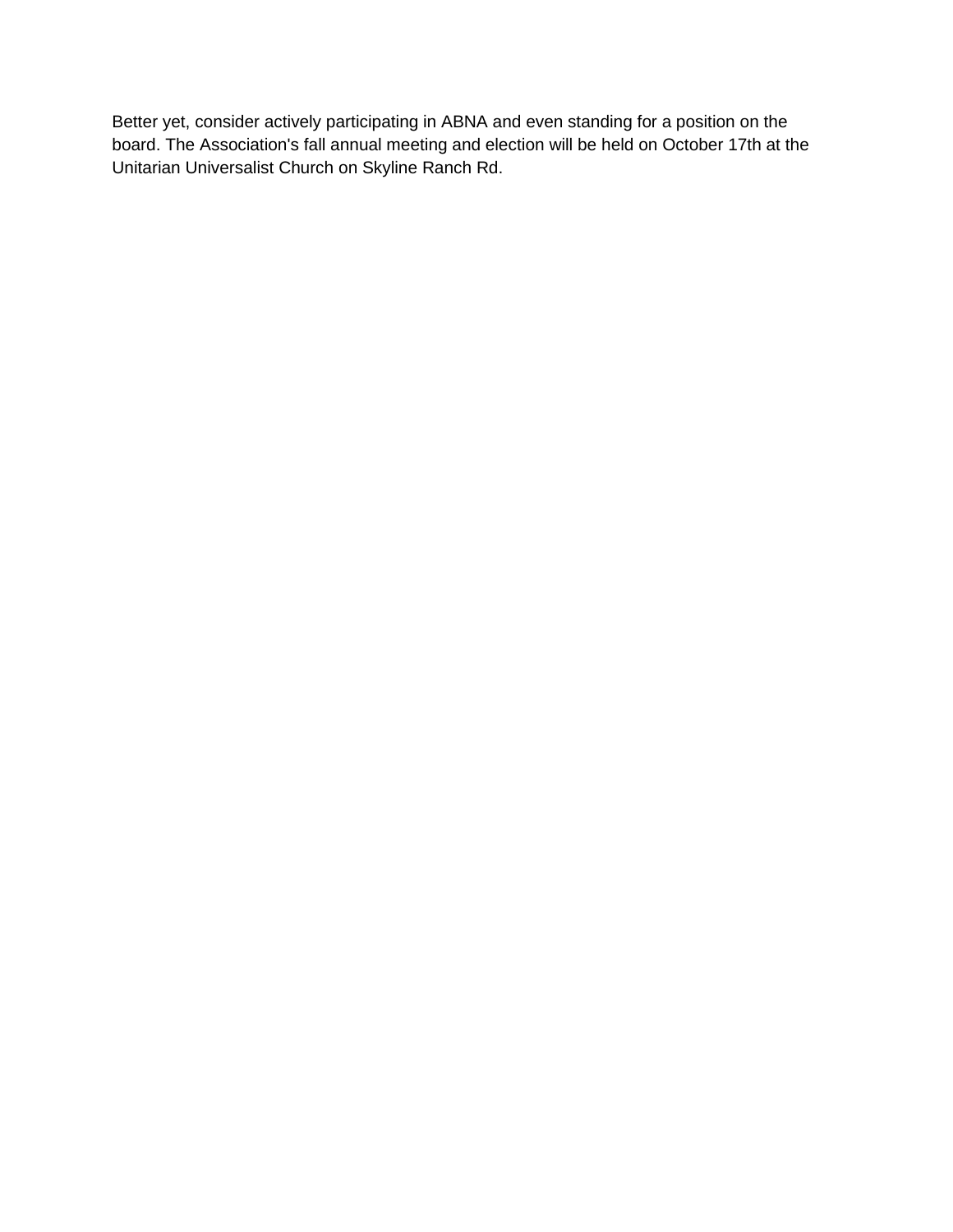Better yet, consider actively participating in ABNA and even standing for a position on the board. The Association's fall annual meeting and election will be held on October 17th at the Unitarian Universalist Church on Skyline Ranch Rd.